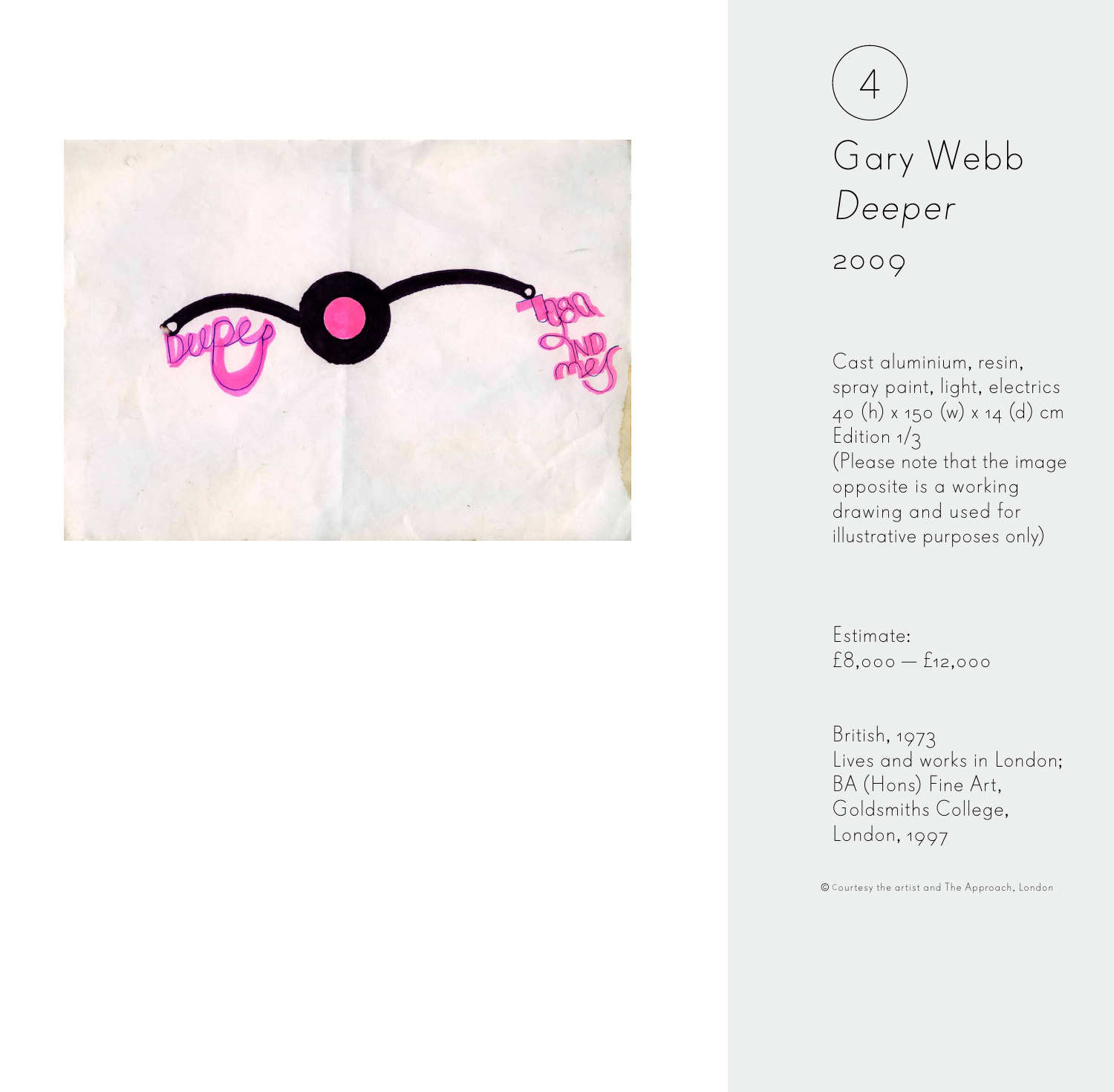4

# Gary Webb

## *Deeper*

2009

Cast aluminium, resin, spray paint, light, electrics
40 (h) x 150 (w) x 14 (d) cm
Edition 1/3
(Please note that the image opposite is a working drawing and used for illustrative purposes only)

Estimate:
£8,000 — £12,000

British, 1973
Lives and works in London;
BA (Hons) Fine Art,
Goldsmiths College,
London, 1997

© Courtesy the artist and The Approach, London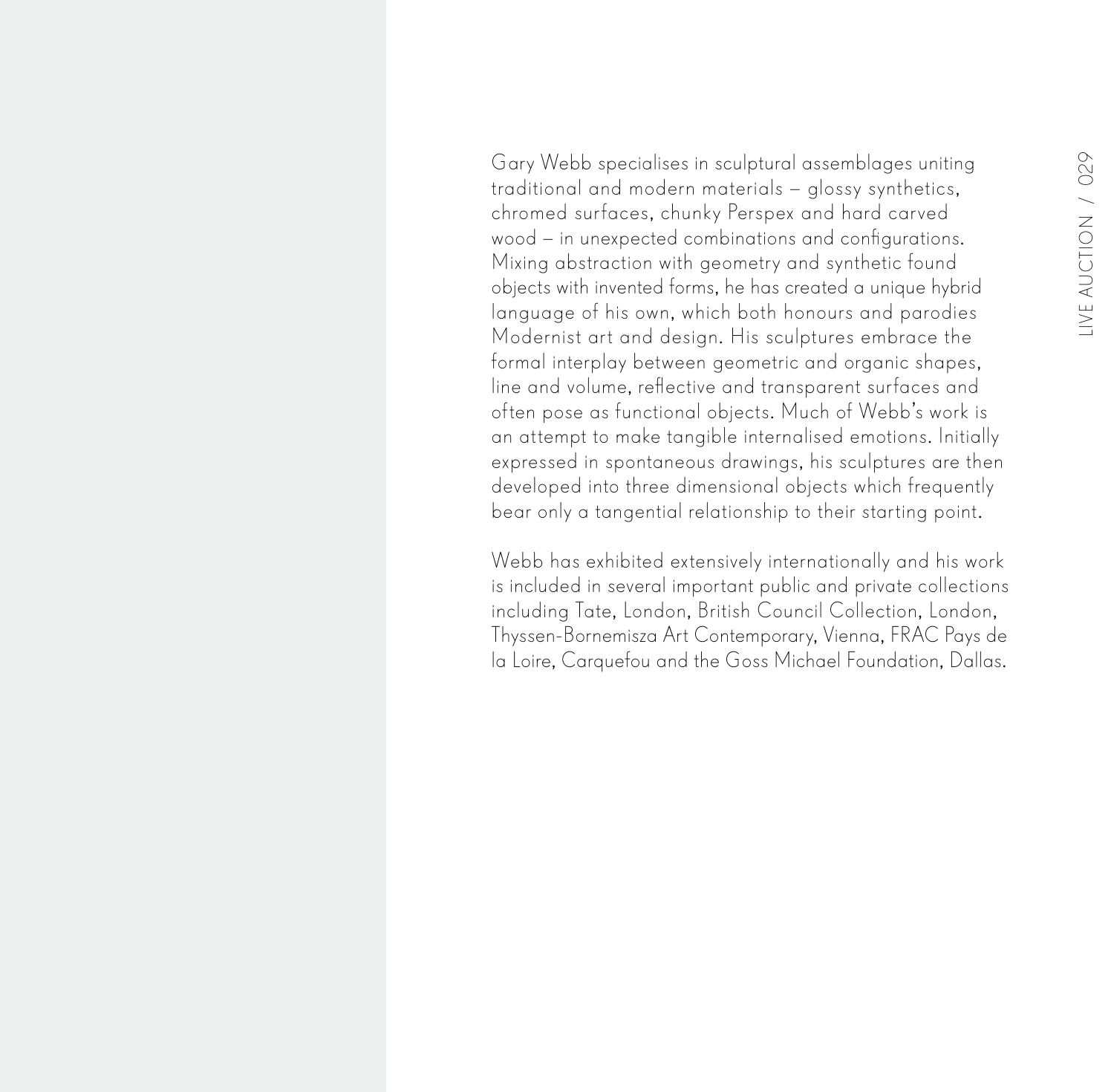Gary Webb specialises in sculptural assemblages uniting traditional and modern materials – glossy synthetics, chromed surfaces, chunky Perspex and hard carved wood – in unexpected combinations and configurations. Mixing abstraction with geometry and synthetic found objects with invented forms, he has created a unique hybrid language of his own, which both honours and parodies Modernist art and design. His sculptures embrace the formal interplay between geometric and organic shapes, line and volume, reflective and transparent surfaces and often pose as functional objects. Much of Webb's work is an attempt to make tangible internalised emotions. Initially expressed in spontaneous drawings, his sculptures are then developed into three dimensional objects which frequently bear only a tangential relationship to their starting point.

Webb has exhibited extensively internationally and his work is included in several important public and private collections including Tate, London, British Council Collection, London, Thyssen-Bornemisza Art Contemporary, Vienna, FRAC Pays de la Loire, Carquefou and the Goss Michael Foundation, Dallas.